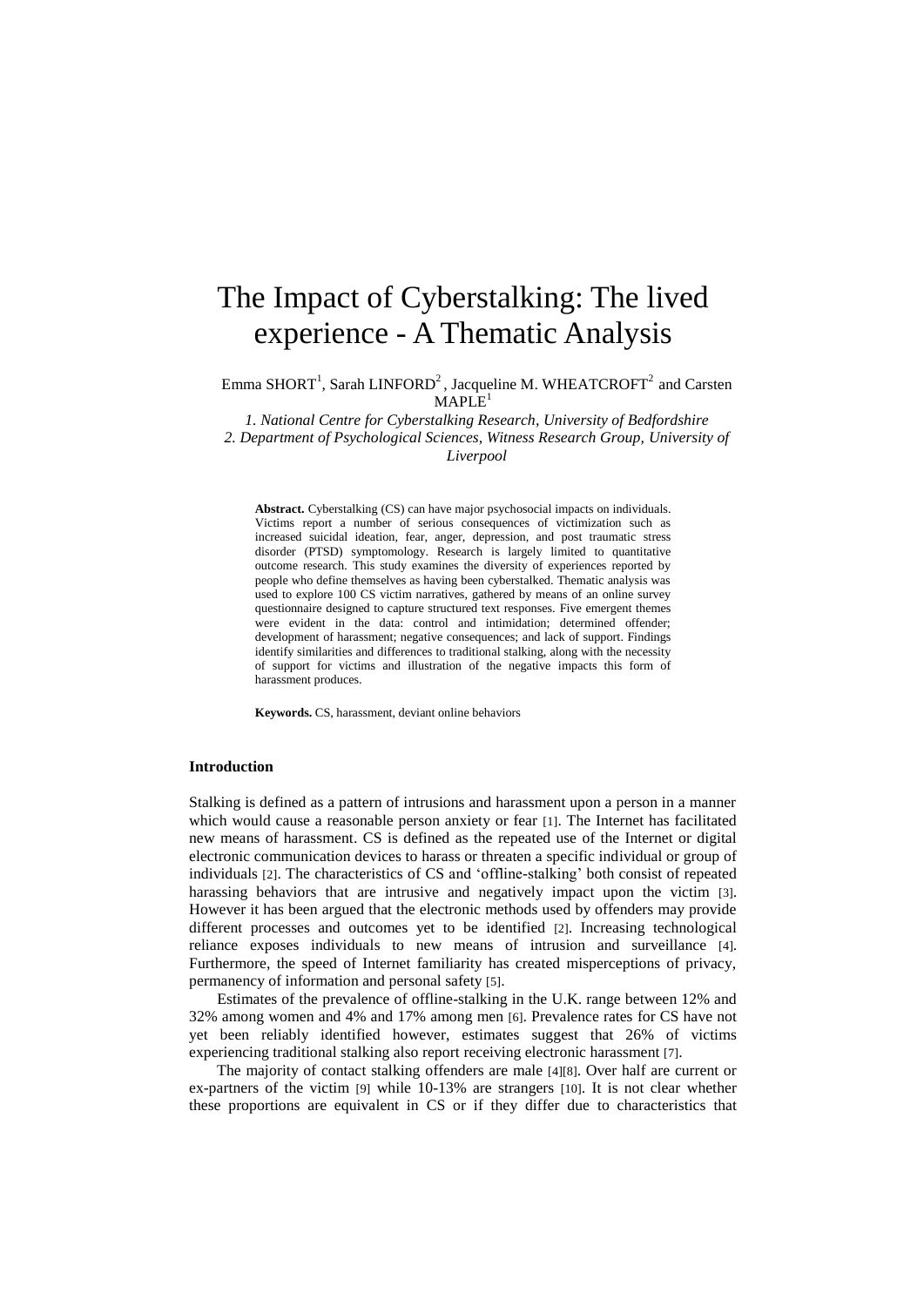# The Impact of Cyberstalking: The lived experience - A Thematic Analysis

Emma SHORT[1], Sarah LINFORD[2], Jacqueline M. WHEATCROFT[2] and Carsten MAPLE[1]

*1. National Centre for Cyberstalking Research, University of Bedfordshire*
*2. Department of Psychological Sciences, Witness Research Group, University of Liverpool*

**Abstract.** Cyberstalking (CS) can have major psychosocial impacts on individuals. Victims report a number of serious consequences of victimization such as increased suicidal ideation, fear, anger, depression, and post traumatic stress disorder (PTSD) symptomology. Research is largely limited to quantitative outcome research. This study examines the diversity of experiences reported by people who define themselves as having been cyberstalked. Thematic analysis was used to explore 100 CS victim narratives, gathered by means of an online survey questionnaire designed to capture structured text responses. Five emergent themes were evident in the data: control and intimidation; determined offender; development of harassment; negative consequences; and lack of support. Findings identify similarities and differences to traditional stalking, along with the necessity of support for victims and illustration of the negative impacts this form of harassment produces.

**Keywords.** CS, harassment, deviant online behaviors

### Introduction

Stalking is defined as a pattern of intrusions and harassment upon a person in a manner which would cause a reasonable person anxiety or fear [1]. The Internet has facilitated new means of harassment. CS is defined as the repeated use of the Internet or digital electronic communication devices to harass or threaten a specific individual or group of individuals [2]. The characteristics of CS and 'offline-stalking' both consist of repeated harassing behaviors that are intrusive and negatively impact upon the victim [3]. However it has been argued that the electronic methods used by offenders may provide different processes and outcomes yet to be identified [2]. Increasing technological reliance exposes individuals to new means of intrusion and surveillance [4]. Furthermore, the speed of Internet familiarity has created misperceptions of privacy, permanency of information and personal safety [5].

Estimates of the prevalence of offline-stalking in the U.K. range between 12% and 32% among women and 4% and 17% among men [6]. Prevalence rates for CS have not yet been reliably identified however, estimates suggest that 26% of victims experiencing traditional stalking also report receiving electronic harassment [7].

The majority of contact stalking offenders are male [4][8]. Over half are current or ex-partners of the victim [9] while 10-13% are strangers [10]. It is not clear whether these proportions are equivalent in CS or if they differ due to characteristics that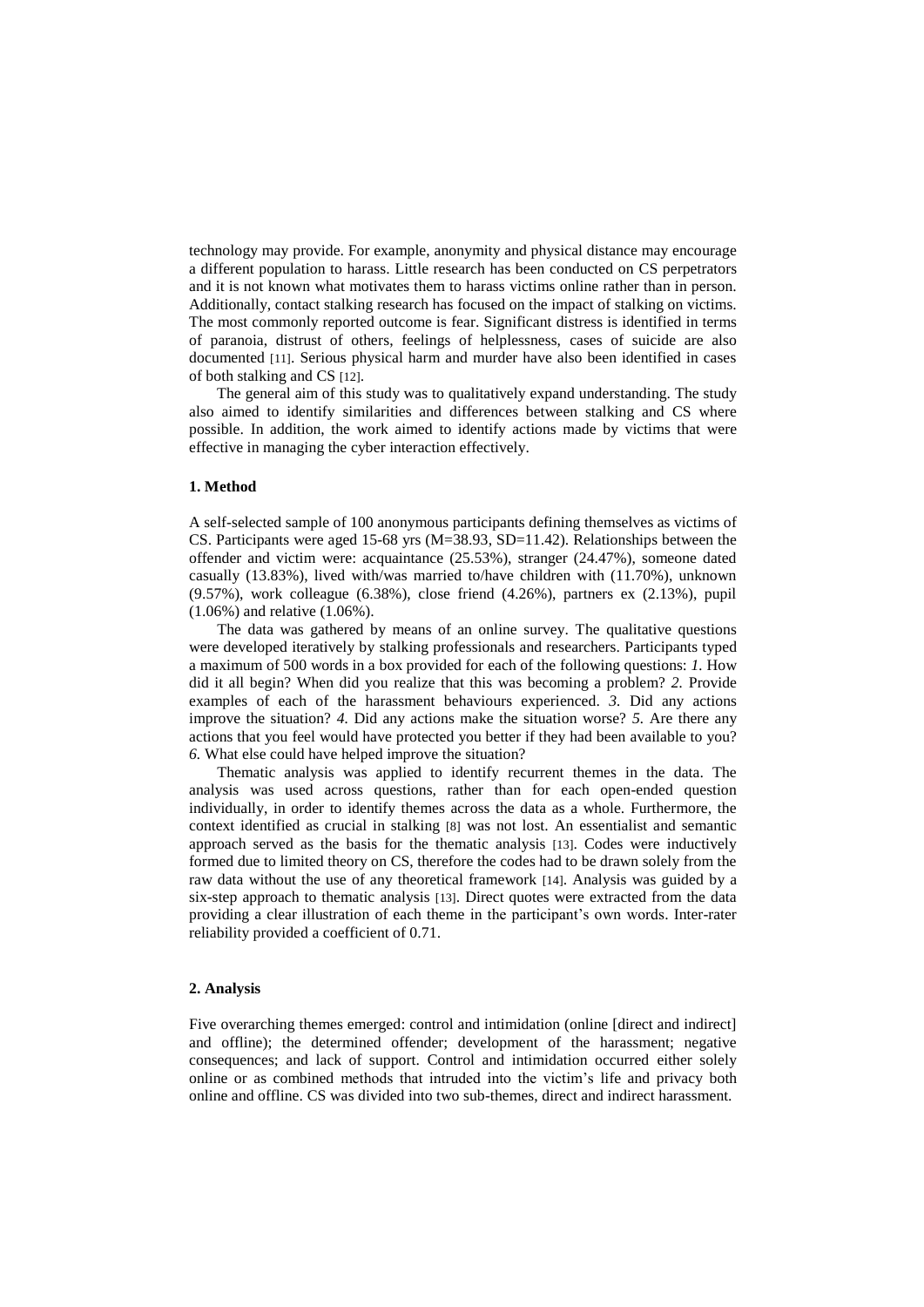technology may provide. For example, anonymity and physical distance may encourage a different population to harass. Little research has been conducted on CS perpetrators and it is not known what motivates them to harass victims online rather than in person. Additionally, contact stalking research has focused on the impact of stalking on victims. The most commonly reported outcome is fear. Significant distress is identified in terms of paranoia, distrust of others, feelings of helplessness, cases of suicide are also documented [11]. Serious physical harm and murder have also been identified in cases of both stalking and CS [12].

The general aim of this study was to qualitatively expand understanding. The study also aimed to identify similarities and differences between stalking and CS where possible. In addition, the work aimed to identify actions made by victims that were effective in managing the cyber interaction effectively.

## 1. Method

A self-selected sample of 100 anonymous participants defining themselves as victims of CS. Participants were aged 15-68 yrs (M=38.93, SD=11.42). Relationships between the offender and victim were: acquaintance (25.53%), stranger (24.47%), someone dated casually (13.83%), lived with/was married to/have children with (11.70%), unknown (9.57%), work colleague (6.38%), close friend (4.26%), partners ex (2.13%), pupil (1.06%) and relative (1.06%).

The data was gathered by means of an online survey. The qualitative questions were developed iteratively by stalking professionals and researchers. Participants typed a maximum of 500 words in a box provided for each of the following questions: *1.* How did it all begin? When did you realize that this was becoming a problem? *2.* Provide examples of each of the harassment behaviours experienced. *3.* Did any actions improve the situation? *4.* Did any actions make the situation worse? *5.* Are there any actions that you feel would have protected you better if they had been available to you? *6.* What else could have helped improve the situation?

Thematic analysis was applied to identify recurrent themes in the data. The analysis was used across questions, rather than for each open-ended question individually, in order to identify themes across the data as a whole. Furthermore, the context identified as crucial in stalking [8] was not lost. An essentialist and semantic approach served as the basis for the thematic analysis [13]. Codes were inductively formed due to limited theory on CS, therefore the codes had to be drawn solely from the raw data without the use of any theoretical framework [14]. Analysis was guided by a six-step approach to thematic analysis [13]. Direct quotes were extracted from the data providing a clear illustration of each theme in the participant's own words. Inter-rater reliability provided a coefficient of 0.71.

## 2. Analysis

Five overarching themes emerged: control and intimidation (online [direct and indirect] and offline); the determined offender; development of the harassment; negative consequences; and lack of support. Control and intimidation occurred either solely online or as combined methods that intruded into the victim's life and privacy both online and offline. CS was divided into two sub-themes, direct and indirect harassment.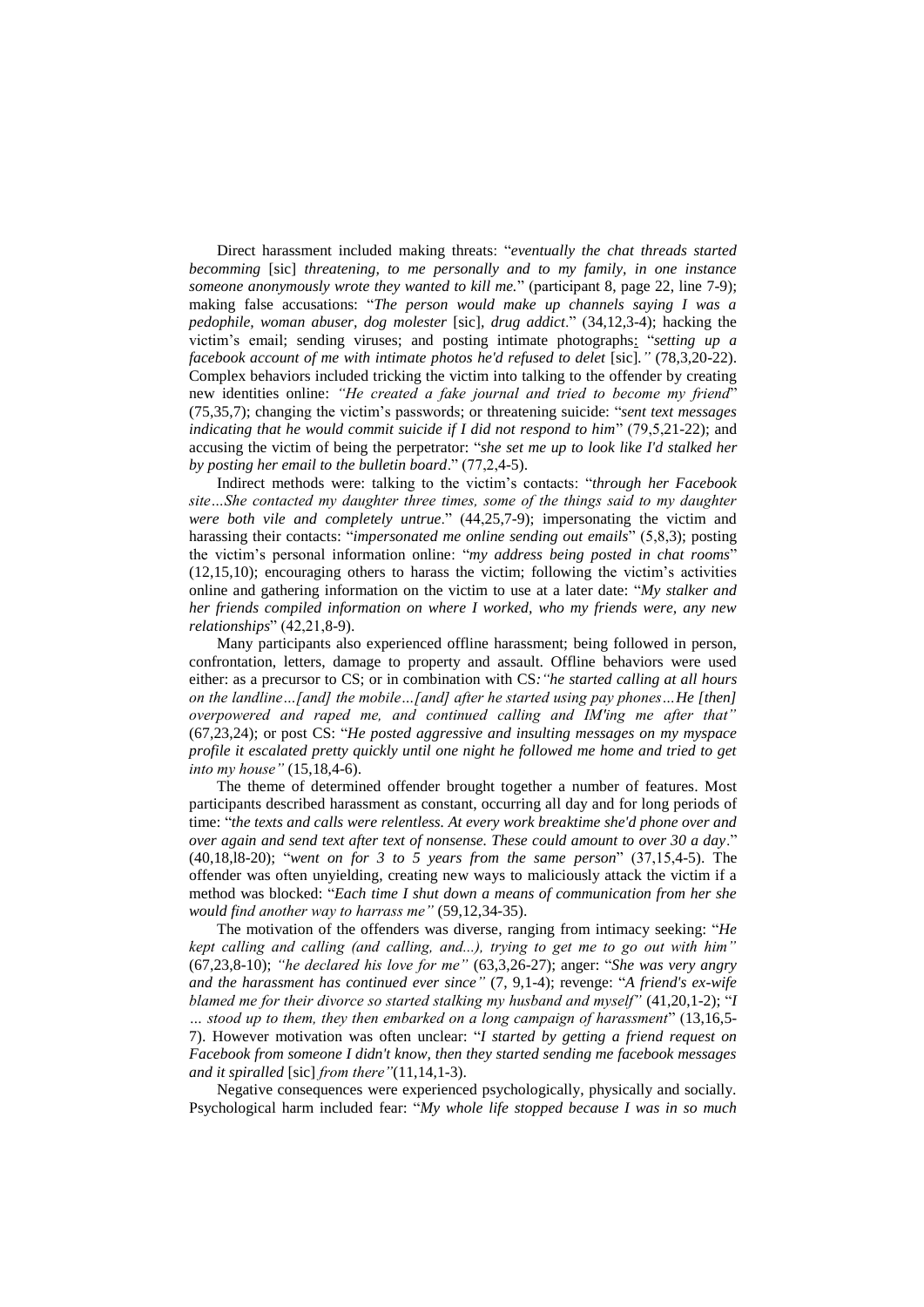Direct harassment included making threats: "*eventually the chat threads started becomming* [sic] *threatening, to me personally and to my family, in one instance someone anonymously wrote they wanted to kill me.*" (participant 8, page 22, line 7-9); making false accusations: "*The person would make up channels saying I was a pedophile, woman abuser, dog molester* [sic]*, drug addict*." (34,12,3-4); hacking the victim's email; sending viruses; and posting intimate photographs: "*setting up a facebook account of me with intimate photos he'd refused to delet* [sic]*."* (78,3,20-22). Complex behaviors included tricking the victim into talking to the offender by creating new identities online: *"He created a fake journal and tried to become my friend*" (75,35,7); changing the victim's passwords; or threatening suicide: "*sent text messages indicating that he would commit suicide if I did not respond to him*" (79,5,21-22); and accusing the victim of being the perpetrator: "*she set me up to look like I'd stalked her by posting her email to the bulletin board*." (77,2,4-5).

Indirect methods were: talking to the victim's contacts: "*through her Facebook site…She contacted my daughter three times, some of the things said to my daughter were both vile and completely untrue*." (44,25,7-9); impersonating the victim and harassing their contacts: "*impersonated me online sending out emails*" (5,8,3); posting the victim's personal information online: "*my address being posted in chat rooms*" (12,15,10); encouraging others to harass the victim; following the victim's activities online and gathering information on the victim to use at a later date: "*My stalker and her friends compiled information on where I worked, who my friends were, any new relationships*" (42,21,8-9).

Many participants also experienced offline harassment; being followed in person, confrontation, letters, damage to property and assault. Offline behaviors were used either: as a precursor to CS; or in combination with CS*:"he started calling at all hours on the landline…[and] the mobile…[and] after he started using pay phones…He [then] overpowered and raped me, and continued calling and IM'ing me after that"* (67,23,24); or post CS: "*He posted aggressive and insulting messages on my myspace profile it escalated pretty quickly until one night he followed me home and tried to get into my house"* (15,18,4-6).

The theme of determined offender brought together a number of features. Most participants described harassment as constant, occurring all day and for long periods of time: "*the texts and calls were relentless. At every work breaktime she'd phone over and over again and send text after text of nonsense. These could amount to over 30 a day*." (40,18,l8-20); "*went on for 3 to 5 years from the same person*" (37,15,4-5). The offender was often unyielding, creating new ways to maliciously attack the victim if a method was blocked: "*Each time I shut down a means of communication from her she would find another way to harrass me"* (59,12,34-35).

The motivation of the offenders was diverse, ranging from intimacy seeking: "*He kept calling and calling (and calling, and...), trying to get me to go out with him"* (67,23,8-10); *"he declared his love for me"* (63,3,26-27); anger: "*She was very angry and the harassment has continued ever since"* (7, 9,1-4); revenge: "*A friend's ex-wife blamed me for their divorce so started stalking my husband and myself"* (41,20,1-2); "*I … stood up to them, they then embarked on a long campaign of harassment*" (13,16,5-7). However motivation was often unclear: "*I started by getting a friend request on Facebook from someone I didn't know, then they started sending me facebook messages and it spiralled* [sic] *from there"*(11,14,1-3).

Negative consequences were experienced psychologically, physically and socially. Psychological harm included fear: "*My whole life stopped because I was in so much*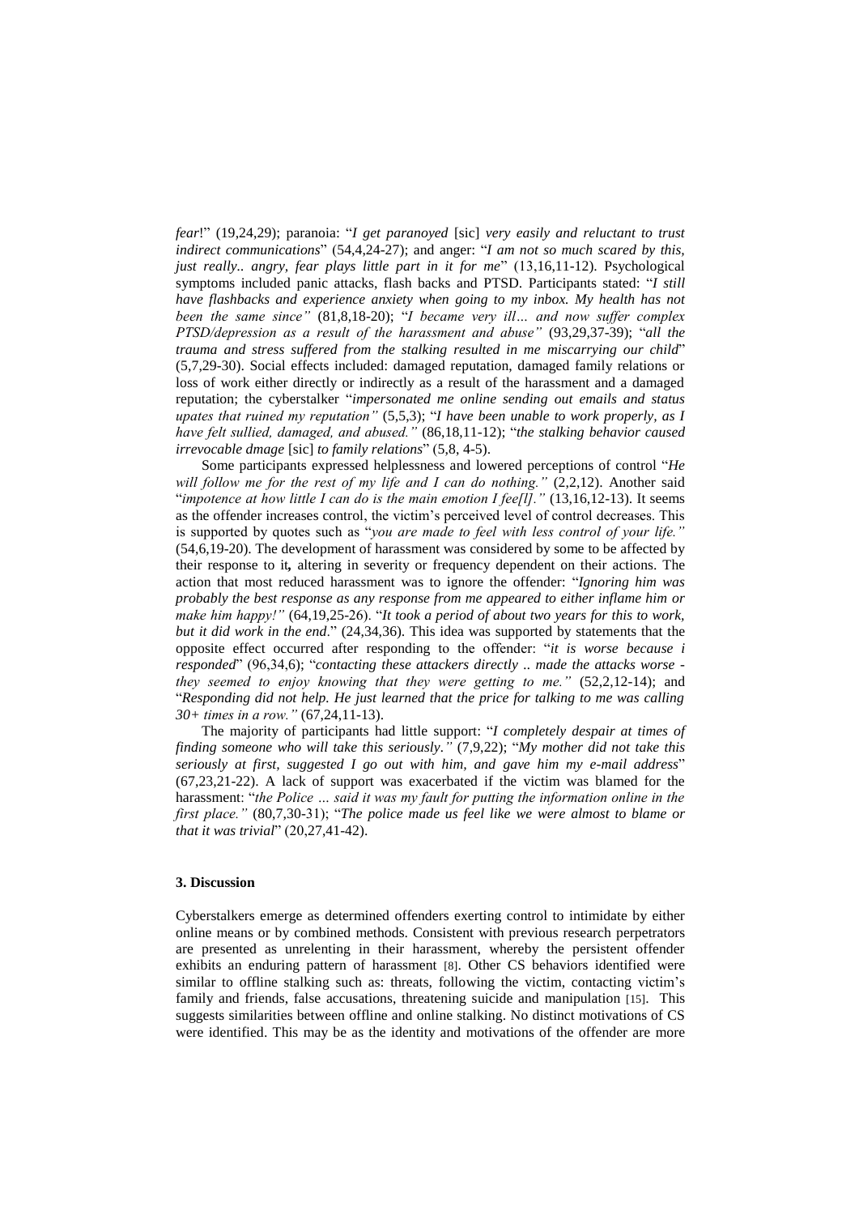*fear*!" (19,24,29); paranoia: "*I get paranoyed* [sic] *very easily and reluctant to trust indirect communications*" (54,4,24-27); and anger: "*I am not so much scared by this, just really.. angry, fear plays little part in it for me*" (13,16,11-12). Psychological symptoms included panic attacks, flash backs and PTSD. Participants stated: "*I still have flashbacks and experience anxiety when going to my inbox. My health has not been the same since"* (81,8,18-20); "*I became very ill… and now suffer complex PTSD/depression as a result of the harassment and abuse"* (93,29,37-39); "*all the trauma and stress suffered from the stalking resulted in me miscarrying our child*" (5,7,29-30). Social effects included: damaged reputation, damaged family relations or loss of work either directly or indirectly as a result of the harassment and a damaged reputation; the cyberstalker "*impersonated me online sending out emails and status upates that ruined my reputation"* (5,5,3); "*I have been unable to work properly, as I have felt sullied, damaged, and abused."* (86,18,11-12); "*the stalking behavior caused irrevocable dmage* [sic] *to family relations*" (5,8, 4-5).

Some participants expressed helplessness and lowered perceptions of control "*He will follow me for the rest of my life and I can do nothing."* (2,2,12). Another said "*impotence at how little I can do is the main emotion I fee[l]."* (13,16,12-13). It seems as the offender increases control, the victim's perceived level of control decreases. This is supported by quotes such as "*you are made to feel with less control of your life."* (54,6,19-20). The development of harassment was considered by some to be affected by their response to it**,** altering in severity or frequency dependent on their actions. The action that most reduced harassment was to ignore the offender: "*Ignoring him was probably the best response as any response from me appeared to either inflame him or make him happy!"* (64,19,25-26). "*It took a period of about two years for this to work, but it did work in the end*." (24,34,36). This idea was supported by statements that the opposite effect occurred after responding to the offender: "*it is worse because i responded*" (96,34,6); "*contacting these attackers directly .. made the attacks worse - they seemed to enjoy knowing that they were getting to me."* (52,2,12-14); and "*Responding did not help. He just learned that the price for talking to me was calling 30+ times in a row."* (67,24,11-13).

The majority of participants had little support: "*I completely despair at times of finding someone who will take this seriously."* (7,9,22); "*My mother did not take this seriously at first, suggested I go out with him, and gave him my e-mail address*" (67,23,21-22). A lack of support was exacerbated if the victim was blamed for the harassment: "*the Police … said it was my fault for putting the information online in the first place."* (80,7,30-31); "*The police made us feel like we were almost to blame or that it was trivial*" (20,27,41-42).

## 3. Discussion

Cyberstalkers emerge as determined offenders exerting control to intimidate by either online means or by combined methods. Consistent with previous research perpetrators are presented as unrelenting in their harassment, whereby the persistent offender exhibits an enduring pattern of harassment [8]. Other CS behaviors identified were similar to offline stalking such as: threats, following the victim, contacting victim's family and friends, false accusations, threatening suicide and manipulation [15]. This suggests similarities between offline and online stalking. No distinct motivations of CS were identified. This may be as the identity and motivations of the offender are more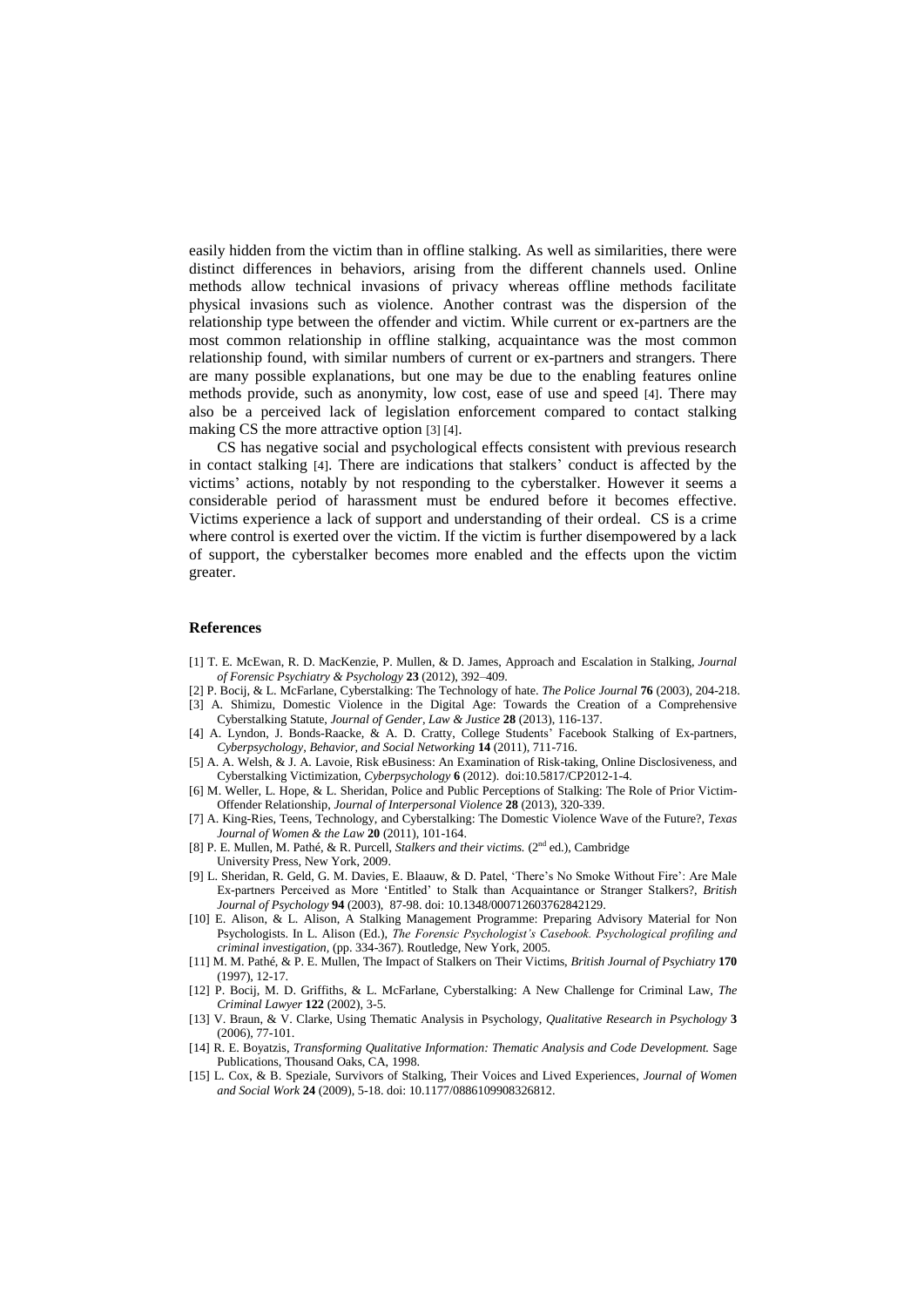easily hidden from the victim than in offline stalking. As well as similarities, there were distinct differences in behaviors, arising from the different channels used. Online methods allow technical invasions of privacy whereas offline methods facilitate physical invasions such as violence. Another contrast was the dispersion of the relationship type between the offender and victim. While current or ex-partners are the most common relationship in offline stalking, acquaintance was the most common relationship found, with similar numbers of current or ex-partners and strangers. There are many possible explanations, but one may be due to the enabling features online methods provide, such as anonymity, low cost, ease of use and speed [4]. There may also be a perceived lack of legislation enforcement compared to contact stalking making CS the more attractive option [3] [4].

CS has negative social and psychological effects consistent with previous research in contact stalking [4]. There are indications that stalkers' conduct is affected by the victims' actions, notably by not responding to the cyberstalker. However it seems a considerable period of harassment must be endured before it becomes effective. Victims experience a lack of support and understanding of their ordeal. CS is a crime where control is exerted over the victim. If the victim is further disempowered by a lack of support, the cyberstalker becomes more enabled and the effects upon the victim greater.

## References

[1] T. E. McEwan, R. D. MacKenzie, P. Mullen, & D. James, Approach and Escalation in Stalking, *Journal of Forensic Psychiatry & Psychology* **23** (2012), 392–409.

[2] P. Bocij, & L. McFarlane, Cyberstalking: The Technology of hate. *The Police Journal* **76** (2003), 204-218.

[3] A. Shimizu, Domestic Violence in the Digital Age: Towards the Creation of a Comprehensive Cyberstalking Statute, *Journal of Gender, Law & Justice* **28** (2013), 116-137.

[4] A. Lyndon, J. Bonds-Raacke, & A. D. Cratty, College Students' Facebook Stalking of Ex-partners, *Cyberpsychology, Behavior, and Social Networking* **14** (2011), 711-716.

[5] A. A. Welsh, & J. A. Lavoie, Risk eBusiness: An Examination of Risk-taking, Online Disclosiveness, and Cyberstalking Victimization, *Cyberpsychology* **6** (2012). doi:10.5817/CP2012-1-4.

[6] M. Weller, L. Hope, & L. Sheridan, Police and Public Perceptions of Stalking: The Role of Prior Victim-Offender Relationship, *Journal of Interpersonal Violence* **28** (2013), 320-339.

[7] A. King-Ries, Teens, Technology, and Cyberstalking: The Domestic Violence Wave of the Future?, *Texas Journal of Women & the Law* **20** (2011), 101-164.

[8] P. E. Mullen, M. Pathé, & R. Purcell, *Stalkers and their victims.* (2nd ed.), Cambridge University Press, New York, 2009.

[9] L. Sheridan, R. Geld, G. M. Davies, E. Blaauw, & D. Patel, 'There's No Smoke Without Fire': Are Male Ex-partners Perceived as More 'Entitled' to Stalk than Acquaintance or Stranger Stalkers?, *British Journal of Psychology* **94** (2003), 87-98. doi: 10.1348/000712603762842129.

[10] E. Alison, & L. Alison, A Stalking Management Programme: Preparing Advisory Material for Non Psychologists. In L. Alison (Ed.), *The Forensic Psychologist's Casebook. Psychological profiling and criminal investigation,* (pp. 334-367). Routledge, New York, 2005.

[11] M. M. Pathé, & P. E. Mullen, The Impact of Stalkers on Their Victims, *British Journal of Psychiatry* **170** (1997), 12-17.

[12] P. Bocij, M. D. Griffiths, & L. McFarlane, Cyberstalking: A New Challenge for Criminal Law, *The Criminal Lawyer* **122** (2002), 3-5.

[13] V. Braun, & V. Clarke, Using Thematic Analysis in Psychology, *Qualitative Research in Psychology* **3** (2006), 77-101.

[14] R. E. Boyatzis, *Transforming Qualitative Information: Thematic Analysis and Code Development.* Sage Publications, Thousand Oaks, CA, 1998.

[15] L. Cox, & B. Speziale, Survivors of Stalking, Their Voices and Lived Experiences, *Journal of Women and Social Work* **24** (2009), 5-18. doi: 10.1177/0886109908326812.